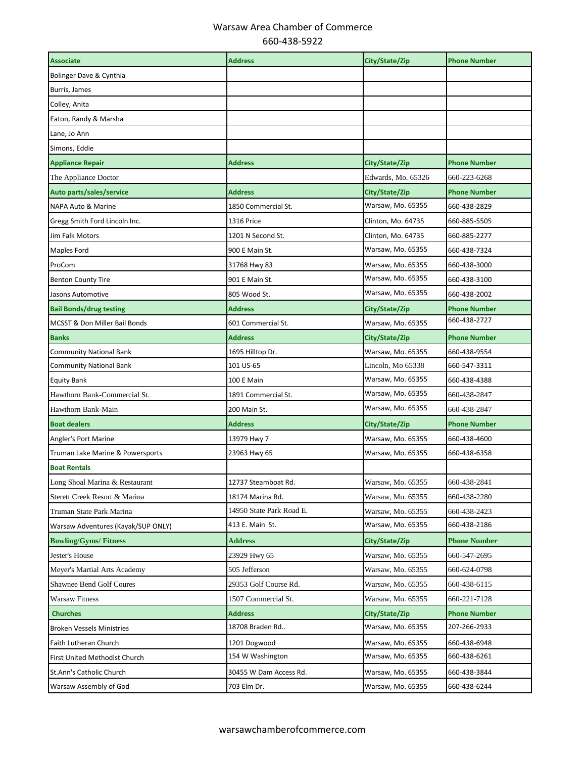# Warsaw Area Chamber of Commerce

660-438-5922

| Associate | Address | City/State/Zip | Phone Number |
|---|---|---|---|
| Bolinger Dave & Cynthia | | | |
| Burris, James | | | |
| Colley, Anita | | | |
| Eaton, Randy & Marsha | | | |
| Lane, Jo Ann | | | |
| Simons, Eddie | | | |
| **Appliance Repair** | **Address** | **City/State/Zip** | **Phone Number** |
| The Appliance Doctor | | Edwards, Mo. 65326 | 660-223-6268 |
| **Auto parts/sales/service** | **Address** | **City/State/Zip** | **Phone Number** |
| NAPA Auto & Marine | 1850 Commercial St. | Warsaw, Mo. 65355 | 660-438-2829 |
| Gregg Smith Ford Lincoln Inc. | 1316 Price | Clinton, Mo. 64735 | 660-885-5505 |
| Jim Falk Motors | 1201 N Second St. | Clinton, Mo. 64735 | 660-885-2277 |
| Maples Ford | 900 E Main St. | Warsaw, Mo. 65355 | 660-438-7324 |
| ProCom | 31768 Hwy 83 | Warsaw, Mo. 65355 | 660-438-3000 |
| Benton County Tire | 901 E Main St. | Warsaw, Mo. 65355 | 660-438-3100 |
| Jasons Automotive | 805 Wood St. | Warsaw, Mo. 65355 | 660-438-2002 |
| **Bail Bonds/drug testing** | **Address** | **City/State/Zip** | **Phone Number** |
| MCSST & Don Miller Bail Bonds | 601 Commercial St. | Warsaw, Mo. 65355 | 660-438-2727 |
| **Banks** | **Address** | **City/State/Zip** | **Phone Number** |
| Community National Bank | 1695 Hilltop Dr. | Warsaw, Mo. 65355 | 660-438-9554 |
| Community National Bank | 101 US-65 | Lincoln, Mo 65338 | 660-547-3311 |
| Equity Bank | 100 E Main | Warsaw, Mo. 65355 | 660-438-4388 |
| Hawthorn Bank-Commercial St. | 1891 Commercial St. | Warsaw, Mo. 65355 | 660-438-2847 |
| Hawthorn Bank-Main | 200 Main St. | Warsaw, Mo. 65355 | 660-438-2847 |
| **Boat dealers** | **Address** | **City/State/Zip** | **Phone Number** |
| Angler's Port Marine | 13979 Hwy 7 | Warsaw, Mo. 65355 | 660-438-4600 |
| Truman Lake Marine & Powersports | 23963 Hwy 65 | Warsaw, Mo. 65355 | 660-438-6358 |
| **Boat Rentals** | | | |
| Long Shoal Marina & Restaurant | 12737 Steamboat Rd. | Warsaw, Mo. 65355 | 660-438-2841 |
| Sterett Creek Resort & Marina | 18174 Marina Rd. | Warsaw, Mo. 65355 | 660-438-2280 |
| Truman State Park Marina | 14950 State Park Road E. | Warsaw, Mo. 65355 | 660-438-2423 |
| Warsaw Adventures (Kayak/SUP ONLY) | 413 E. Main St. | Warsaw, Mo. 65355 | 660-438-2186 |
| **Bowling/Gyms/ Fitness** | **Address** | **City/State/Zip** | **Phone Number** |
| Jester's House | 23929 Hwy 65 | Warsaw, Mo. 65355 | 660-547-2695 |
| Meyer's Martial Arts Academy | 505 Jefferson | Warsaw, Mo. 65355 | 660-624-0798 |
| Shawnee Bend Golf Coures | 29353 Golf Course Rd. | Warsaw, Mo. 65355 | 660-438-6115 |
| Warsaw Fitness | 1507 Commercial St. | Warsaw, Mo. 65355 | 660-221-7128 |
| **Churches** | **Address** | **City/State/Zip** | **Phone Number** |
| Broken Vessels Ministries | 18708 Braden Rd.. | Warsaw, Mo. 65355 | 207-266-2933 |
| Faith Lutheran Church | 1201 Dogwood | Warsaw, Mo. 65355 | 660-438-6948 |
| First United Methodist Church | 154 W Washington | Warsaw, Mo. 65355 | 660-438-6261 |
| St.Ann's Catholic Church | 30455 W Dam Access Rd. | Warsaw, Mo. 65355 | 660-438-3844 |
| Warsaw Assembly of God | 703 Elm Dr. | Warsaw, Mo. 65355 | 660-438-6244 |

warsawchamberofcommerce.com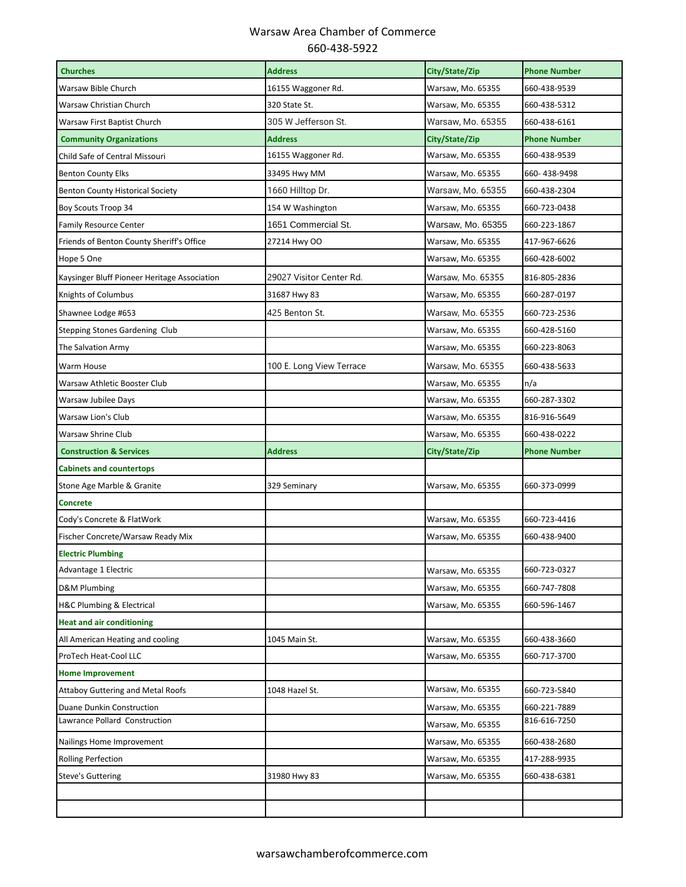# Warsaw Area Chamber of Commerce

660-438-5922

| Churches | Address | City/State/Zip | Phone Number |
|---|---|---|---|
| Warsaw Bible Church | 16155 Waggoner Rd. | Warsaw, Mo. 65355 | 660-438-9539 |
| Warsaw Christian Church | 320 State St. | Warsaw, Mo. 65355 | 660-438-5312 |
| Warsaw First Baptist Church | 305 W Jefferson St. | Warsaw, Mo. 65355 | 660-438-6161 |
| **Community Organizations** | **Address** | **City/State/Zip** | **Phone Number** |
| Child Safe of Central Missouri | 16155 Waggoner Rd. | Warsaw, Mo. 65355 | 660-438-9539 |
| Benton County Elks | 33495 Hwy MM | Warsaw, Mo. 65355 | 660- 438-9498 |
| Benton County Historical Society | 1660 Hilltop Dr. | Warsaw, Mo. 65355 | 660-438-2304 |
| Boy Scouts Troop 34 | 154 W Washington | Warsaw, Mo. 65355 | 660-723-0438 |
| Family Resource Center | 1651 Commercial St. | Warsaw, Mo. 65355 | 660-223-1867 |
| Friends of Benton County Sheriff's Office | 27214 Hwy OO | Warsaw, Mo. 65355 | 417-967-6626 |
| Hope 5 One | | Warsaw, Mo. 65355 | 660-428-6002 |
| Kaysinger Bluff Pioneer Heritage Association | 29027 Visitor Center Rd. | Warsaw, Mo. 65355 | 816-805-2836 |
| Knights of Columbus | 31687 Hwy 83 | Warsaw, Mo. 65355 | 660-287-0197 |
| Shawnee Lodge #653 | 425 Benton St. | Warsaw, Mo. 65355 | 660-723-2536 |
| Stepping Stones Gardening Club | | Warsaw, Mo. 65355 | 660-428-5160 |
| The Salvation Army | | Warsaw, Mo. 65355 | 660-223-8063 |
| Warm House | 100 E. Long View Terrace | Warsaw, Mo. 65355 | 660-438-5633 |
| Warsaw Athletic Booster Club | | Warsaw, Mo. 65355 | n/a |
| Warsaw Jubilee Days | | Warsaw, Mo. 65355 | 660-287-3302 |
| Warsaw Lion's Club | | Warsaw, Mo. 65355 | 816-916-5649 |
| Warsaw Shrine Club | | Warsaw, Mo. 65355 | 660-438-0222 |
| **Construction & Services** | **Address** | **City/State/Zip** | **Phone Number** |
| **Cabinets and countertops** | | | |
| Stone Age Marble & Granite | 329 Seminary | Warsaw, Mo. 65355 | 660-373-0999 |
| **Concrete** | | | |
| Cody's Concrete & FlatWork | | Warsaw, Mo. 65355 | 660-723-4416 |
| Fischer Concrete/Warsaw Ready Mix | | Warsaw, Mo. 65355 | 660-438-9400 |
| **Electric Plumbing** | | | |
| Advantage 1 Electric | | Warsaw, Mo. 65355 | 660-723-0327 |
| D&M Plumbing | | Warsaw, Mo. 65355 | 660-747-7808 |
| H&C Plumbing & Electrical | | Warsaw, Mo. 65355 | 660-596-1467 |
| **Heat and air conditioning** | | | |
| All American Heating and cooling | 1045 Main St. | Warsaw, Mo. 65355 | 660-438-3660 |
| ProTech Heat-Cool LLC | | Warsaw, Mo. 65355 | 660-717-3700 |
| **Home Improvement** | | | |
| Attaboy Guttering and Metal Roofs | 1048 Hazel St. | Warsaw, Mo. 65355 | 660-723-5840 |
| Duane Dunkin Construction | | Warsaw, Mo. 65355 | 660-221-7889 |
| Lawrance Pollard Construction | | Warsaw, Mo. 65355 | 816-616-7250 |
| Nailings Home Improvement | | Warsaw, Mo. 65355 | 660-438-2680 |
| Rolling Perfection | | Warsaw, Mo. 65355 | 417-288-9935 |
| Steve's Guttering | 31980 Hwy 83 | Warsaw, Mo. 65355 | 660-438-6381 |
| | | | |
| | | | |

warsawchamberofcommerce.com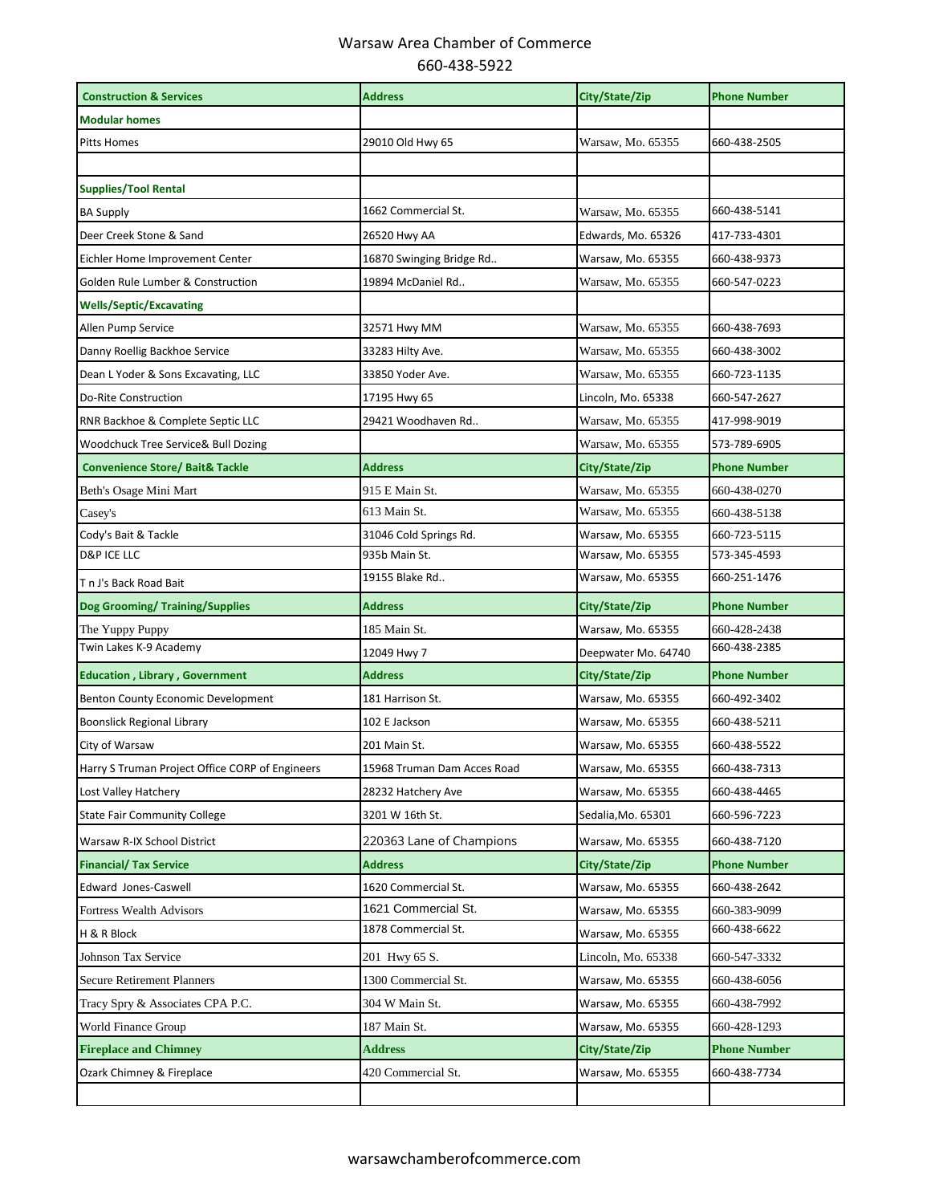Warsaw Area Chamber of Commerce
660-438-5922

| Construction & Services | Address | City/State/Zip | Phone Number |
|---|---|---|---|
| **Modular homes** | | | |
| Pitts Homes | 29010 Old Hwy 65 | Warsaw, Mo. 65355 | 660-438-2505 |
| | | | |
| **Supplies/Tool Rental** | | | |
| BA Supply | 1662 Commercial St. | Warsaw, Mo. 65355 | 660-438-5141 |
| Deer Creek Stone & Sand | 26520 Hwy AA | Edwards, Mo. 65326 | 417-733-4301 |
| Eichler Home Improvement Center | 16870 Swinging Bridge Rd.. | Warsaw, Mo. 65355 | 660-438-9373 |
| Golden Rule Lumber & Construction | 19894 McDaniel Rd.. | Warsaw, Mo. 65355 | 660-547-0223 |
| **Wells/Septic/Excavating** | | | |
| Allen Pump Service | 32571 Hwy MM | Warsaw, Mo. 65355 | 660-438-7693 |
| Danny Roellig Backhoe Service | 33283 Hilty Ave. | Warsaw, Mo. 65355 | 660-438-3002 |
| Dean L Yoder & Sons Excavating, LLC | 33850 Yoder Ave. | Warsaw, Mo. 65355 | 660-723-1135 |
| Do-Rite Construction | 17195 Hwy 65 | Lincoln, Mo. 65338 | 660-547-2627 |
| RNR Backhoe & Complete Septic LLC | 29421 Woodhaven Rd.. | Warsaw, Mo. 65355 | 417-998-9019 |
| Woodchuck Tree Service& Bull Dozing | | Warsaw, Mo. 65355 | 573-789-6905 |
| **Convenience Store/ Bait& Tackle** | **Address** | **City/State/Zip** | **Phone Number** |
| Beth's Osage Mini Mart | 915 E Main St. | Warsaw, Mo. 65355 | 660-438-0270 |
| Casey's | 613 Main St. | Warsaw, Mo. 65355 | 660-438-5138 |
| Cody's Bait & Tackle | 31046 Cold Springs Rd. | Warsaw, Mo. 65355 | 660-723-5115 |
| D&P ICE LLC | 935b Main St. | Warsaw, Mo. 65355 | 573-345-4593 |
| T n J's Back Road Bait | 19155 Blake Rd.. | Warsaw, Mo. 65355 | 660-251-1476 |
| **Dog Grooming/ Training/Supplies** | **Address** | **City/State/Zip** | **Phone Number** |
| The Yuppy Puppy | 185 Main St. | Warsaw, Mo. 65355 | 660-428-2438 |
| Twin Lakes K-9 Academy | 12049 Hwy 7 | Deepwater Mo. 64740 | 660-438-2385 |
| **Education , Library , Government** | **Address** | **City/State/Zip** | **Phone Number** |
| Benton County Economic Development | 181 Harrison St. | Warsaw, Mo. 65355 | 660-492-3402 |
| Boonslick Regional Library | 102 E Jackson | Warsaw, Mo. 65355 | 660-438-5211 |
| City of Warsaw | 201 Main St. | Warsaw, Mo. 65355 | 660-438-5522 |
| Harry S Truman Project Office CORP of Engineers | 15968 Truman Dam Acces Road | Warsaw, Mo. 65355 | 660-438-7313 |
| Lost Valley Hatchery | 28232 Hatchery Ave | Warsaw, Mo. 65355 | 660-438-4465 |
| State Fair Community College | 3201 W 16th St. | Sedalia,Mo. 65301 | 660-596-7223 |
| Warsaw R-IX School District | 220363 Lane of Champions | Warsaw, Mo. 65355 | 660-438-7120 |
| **Financial/ Tax Service** | **Address** | **City/State/Zip** | **Phone Number** |
| Edward Jones-Caswell | 1620 Commercial St. | Warsaw, Mo. 65355 | 660-438-2642 |
| Fortress Wealth Advisors | 1621 Commercial St. | Warsaw, Mo. 65355 | 660-383-9099 |
| H & R Block | 1878 Commercial St. | Warsaw, Mo. 65355 | 660-438-6622 |
| Johnson Tax Service | 201 Hwy 65 S. | Lincoln, Mo. 65338 | 660-547-3332 |
| Secure Retirement Planners | 1300 Commercial St. | Warsaw, Mo. 65355 | 660-438-6056 |
| Tracy Spry & Associates CPA P.C. | 304 W Main St. | Warsaw, Mo. 65355 | 660-438-7992 |
| World Finance Group | 187 Main St. | Warsaw, Mo. 65355 | 660-428-1293 |
| **Fireplace and Chimney** | **Address** | **City/State/Zip** | **Phone Number** |
| Ozark Chimney & Fireplace | 420 Commercial St. | Warsaw, Mo. 65355 | 660-438-7734 |
| | | | |

warsawchamberofcommerce.com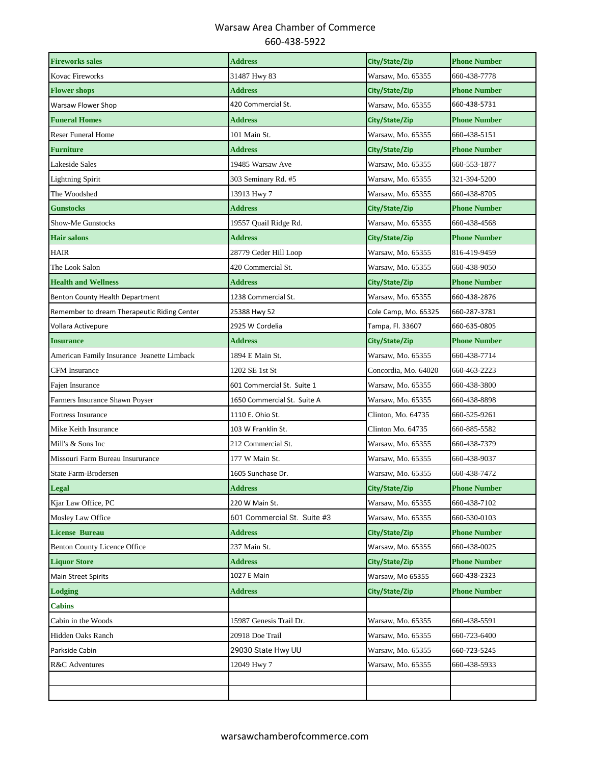Warsaw Area Chamber of Commerce
660-438-5922

| Fireworks sales | Address | City/State/Zip | Phone Number |
|---|---|---|---|
| Kovac Fireworks | 31487 Hwy 83 | Warsaw, Mo. 65355 | 660-438-7778 |
| **Flower shops** | **Address** | **City/State/Zip** | **Phone Number** |
| Warsaw Flower Shop | 420 Commercial St. | Warsaw, Mo. 65355 | 660-438-5731 |
| **Funeral Homes** | **Address** | **City/State/Zip** | **Phone Number** |
| Reser Funeral Home | 101 Main St. | Warsaw, Mo. 65355 | 660-438-5151 |
| **Furniture** | **Address** | **City/State/Zip** | **Phone Number** |
| Lakeside Sales | 19485 Warsaw Ave | Warsaw, Mo. 65355 | 660-553-1877 |
| Lightning Spirit | 303 Seminary Rd. #5 | Warsaw, Mo. 65355 | 321-394-5200 |
| The Woodshed | 13913 Hwy 7 | Warsaw, Mo. 65355 | 660-438-8705 |
| **Gunstocks** | **Address** | **City/State/Zip** | **Phone Number** |
| Show-Me Gunstocks | 19557 Quail Ridge Rd. | Warsaw, Mo. 65355 | 660-438-4568 |
| **Hair salons** | **Address** | **City/State/Zip** | **Phone Number** |
| HAIR | 28779 Ceder Hill Loop | Warsaw, Mo. 65355 | 816-419-9459 |
| The Look Salon | 420 Commercial St. | Warsaw, Mo. 65355 | 660-438-9050 |
| **Health and Wellness** | **Address** | **City/State/Zip** | **Phone Number** |
| Benton County Health Department | 1238 Commercial St. | Warsaw, Mo. 65355 | 660-438-2876 |
| Remember to dream Therapeutic Riding Center | 25388 Hwy 52 | Cole Camp, Mo. 65325 | 660-287-3781 |
| Vollara Activepure | 2925 W Cordelia | Tampa, Fl. 33607 | 660-635-0805 |
| **Insurance** | **Address** | **City/State/Zip** | **Phone Number** |
| American Family Insurance Jeanette Limback | 1894 E Main St. | Warsaw, Mo. 65355 | 660-438-7714 |
| CFM Insurance | 1202 SE 1st St | Concordia, Mo. 64020 | 660-463-2223 |
| Fajen Insurance | 601 Commercial St. Suite 1 | Warsaw, Mo. 65355 | 660-438-3800 |
| Farmers Insurance Shawn Poyser | 1650 Commercial St. Suite A | Warsaw, Mo. 65355 | 660-438-8898 |
| Fortress Insurance | 1110 E. Ohio St. | Clinton, Mo. 64735 | 660-525-9261 |
| Mike Keith Insurance | 103 W Franklin St. | Clinton Mo. 64735 | 660-885-5582 |
| Mill's & Sons Inc | 212 Commercial St. | Warsaw, Mo. 65355 | 660-438-7379 |
| Missouri Farm Bureau Insururance | 177 W Main St. | Warsaw, Mo. 65355 | 660-438-9037 |
| State Farm-Brodersen | 1605 Sunchase Dr. | Warsaw, Mo. 65355 | 660-438-7472 |
| **Legal** | **Address** | **City/State/Zip** | **Phone Number** |
| Kjar Law Office, PC | 220 W Main St. | Warsaw, Mo. 65355 | 660-438-7102 |
| Mosley Law Office | 601 Commercial St. Suite #3 | Warsaw, Mo. 65355 | 660-530-0103 |
| **License Bureau** | **Address** | **City/State/Zip** | **Phone Number** |
| Benton County Licence Office | 237 Main St. | Warsaw, Mo. 65355 | 660-438-0025 |
| **Liquor Store** | **Address** | **City/State/Zip** | **Phone Number** |
| Main Street Spirits | 1027 E Main | Warsaw, Mo 65355 | 660-438-2323 |
| **Lodging** | **Address** | **City/State/Zip** | **Phone Number** |
| **Cabins** | | | |
| Cabin in the Woods | 15987 Genesis Trail Dr. | Warsaw, Mo. 65355 | 660-438-5591 |
| Hidden Oaks Ranch | 20918 Doe Trail | Warsaw, Mo. 65355 | 660-723-6400 |
| Parkside Cabin | 29030 State Hwy UU | Warsaw, Mo. 65355 | 660-723-5245 |
| R&C Adventures | 12049 Hwy 7 | Warsaw, Mo. 65355 | 660-438-5933 |
| | | | |
| | | | |

warsawchamberofcommerce.com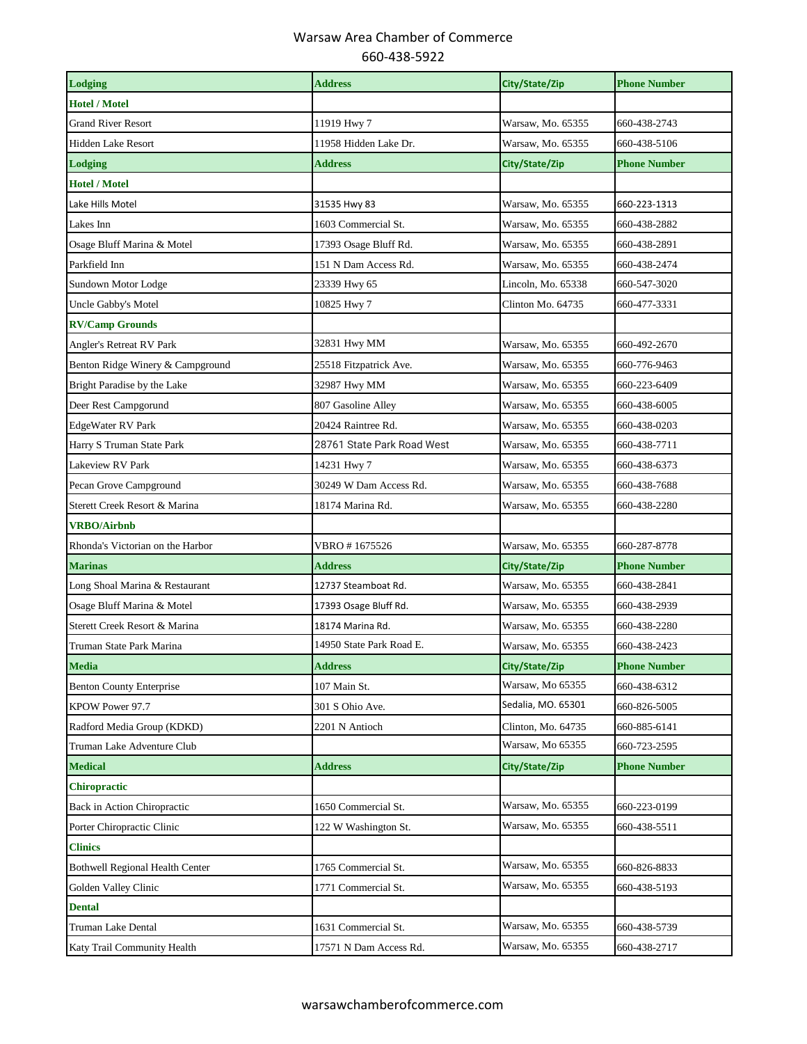Warsaw Area Chamber of Commerce
660-438-5922

| Lodging | Address | City/State/Zip | Phone Number |
|---|---|---|---|
| **Hotel / Motel** | | | |
| Grand River Resort | 11919 Hwy 7 | Warsaw, Mo. 65355 | 660-438-2743 |
| Hidden Lake Resort | 11958 Hidden Lake Dr. | Warsaw, Mo. 65355 | 660-438-5106 |
| **Lodging** | **Address** | **City/State/Zip** | **Phone Number** |
| **Hotel / Motel** | | | |
| Lake Hills Motel | 31535 Hwy 83 | Warsaw, Mo. 65355 | 660-223-1313 |
| Lakes Inn | 1603 Commercial St. | Warsaw, Mo. 65355 | 660-438-2882 |
| Osage Bluff Marina & Motel | 17393 Osage Bluff Rd. | Warsaw, Mo. 65355 | 660-438-2891 |
| Parkfield Inn | 151 N Dam Access Rd. | Warsaw, Mo. 65355 | 660-438-2474 |
| Sundown Motor Lodge | 23339 Hwy 65 | Lincoln, Mo. 65338 | 660-547-3020 |
| Uncle Gabby's Motel | 10825 Hwy 7 | Clinton Mo. 64735 | 660-477-3331 |
| **RV/Camp Grounds** | | | |
| Angler's Retreat RV Park | 32831 Hwy MM | Warsaw, Mo. 65355 | 660-492-2670 |
| Benton Ridge Winery & Campground | 25518 Fitzpatrick Ave. | Warsaw, Mo. 65355 | 660-776-9463 |
| Bright Paradise by the Lake | 32987 Hwy MM | Warsaw, Mo. 65355 | 660-223-6409 |
| Deer Rest Campgorund | 807 Gasoline Alley | Warsaw, Mo. 65355 | 660-438-6005 |
| EdgeWater RV Park | 20424 Raintree Rd. | Warsaw, Mo. 65355 | 660-438-0203 |
| Harry S Truman State Park | 28761 State Park Road West | Warsaw, Mo. 65355 | 660-438-7711 |
| Lakeview RV Park | 14231 Hwy 7 | Warsaw, Mo. 65355 | 660-438-6373 |
| Pecan Grove Campground | 30249 W Dam Access Rd. | Warsaw, Mo. 65355 | 660-438-7688 |
| Sterett Creek Resort & Marina | 18174 Marina Rd. | Warsaw, Mo. 65355 | 660-438-2280 |
| **VRBO/Airbnb** | | | |
| Rhonda's Victorian on the Harbor | VBRO # 1675526 | Warsaw, Mo. 65355 | 660-287-8778 |
| **Marinas** | **Address** | **City/State/Zip** | **Phone Number** |
| Long Shoal Marina & Restaurant | 12737 Steamboat Rd. | Warsaw, Mo. 65355 | 660-438-2841 |
| Osage Bluff Marina & Motel | 17393 Osage Bluff Rd. | Warsaw, Mo. 65355 | 660-438-2939 |
| Sterett Creek Resort & Marina | 18174 Marina Rd. | Warsaw, Mo. 65355 | 660-438-2280 |
| Truman State Park Marina | 14950 State Park Road E. | Warsaw, Mo. 65355 | 660-438-2423 |
| **Media** | **Address** | **City/State/Zip** | **Phone Number** |
| Benton County Enterprise | 107 Main St. | Warsaw, Mo 65355 | 660-438-6312 |
| KPOW Power 97.7 | 301 S Ohio Ave. | Sedalia, MO. 65301 | 660-826-5005 |
| Radford Media Group (KDKD) | 2201 N Antioch | Clinton, Mo. 64735 | 660-885-6141 |
| Truman Lake Adventure Club | | Warsaw, Mo 65355 | 660-723-2595 |
| **Medical** | **Address** | **City/State/Zip** | **Phone Number** |
| **Chiropractic** | | | |
| Back in Action Chiropractic | 1650 Commercial St. | Warsaw, Mo. 65355 | 660-223-0199 |
| Porter Chiropractic Clinic | 122 W Washington St. | Warsaw, Mo. 65355 | 660-438-5511 |
| **Clinics** | | | |
| Bothwell Regional Health Center | 1765 Commercial St. | Warsaw, Mo. 65355 | 660-826-8833 |
| Golden Valley Clinic | 1771 Commercial St. | Warsaw, Mo. 65355 | 660-438-5193 |
| **Dental** | | | |
| Truman Lake Dental | 1631 Commercial St. | Warsaw, Mo. 65355 | 660-438-5739 |
| Katy Trail Community Health | 17571 N Dam Access Rd. | Warsaw, Mo. 65355 | 660-438-2717 |

warsawchamberofcommerce.com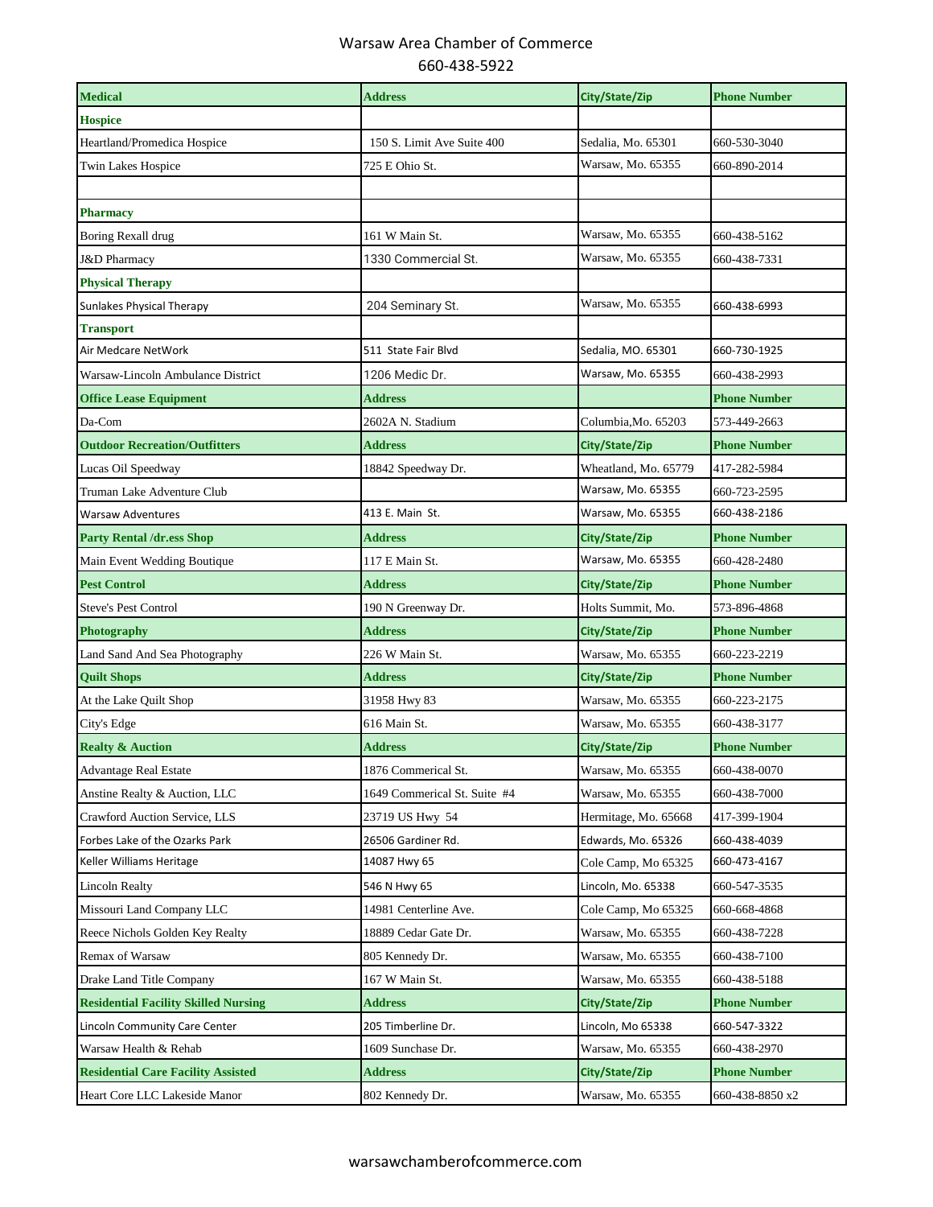Warsaw Area Chamber of Commerce
660-438-5922

| Medical | Address | City/State/Zip | Phone Number |
|---|---|---|---|
| **Hospice** | | | |
| Heartland/Promedica Hospice | 150 S. Limit Ave Suite 400 | Sedalia, Mo. 65301 | 660-530-3040 |
| Twin Lakes Hospice | 725 E Ohio St. | Warsaw, Mo. 65355 | 660-890-2014 |
| | | | |
| **Pharmacy** | | | |
| Boring Rexall drug | 161 W Main St. | Warsaw, Mo. 65355 | 660-438-5162 |
| J&D Pharmacy | 1330 Commercial St. | Warsaw, Mo. 65355 | 660-438-7331 |
| **Physical Therapy** | | | |
| Sunlakes Physical Therapy | 204 Seminary St. | Warsaw, Mo. 65355 | 660-438-6993 |
| **Transport** | | | |
| Air Medcare NetWork | 511 State Fair Blvd | Sedalia, MO. 65301 | 660-730-1925 |
| Warsaw-Lincoln Ambulance District | 1206 Medic Dr. | Warsaw, Mo. 65355 | 660-438-2993 |
| **Office Lease Equipment** | **Address** | | **Phone Number** |
| Da-Com | 2602A N. Stadium | Columbia,Mo. 65203 | 573-449-2663 |
| **Outdoor Recreation/Outfitters** | **Address** | **City/State/Zip** | **Phone Number** |
| Lucas Oil Speedway | 18842 Speedway Dr. | Wheatland, Mo. 65779 | 417-282-5984 |
| Truman Lake Adventure Club | | Warsaw, Mo. 65355 | 660-723-2595 |
| Warsaw Adventures | 413 E. Main St. | Warsaw, Mo. 65355 | 660-438-2186 |
| **Party Rental /dr.ess Shop** | **Address** | **City/State/Zip** | **Phone Number** |
| Main Event Wedding Boutique | 117 E Main St. | Warsaw, Mo. 65355 | 660-428-2480 |
| **Pest Control** | **Address** | **City/State/Zip** | **Phone Number** |
| Steve's Pest Control | 190 N Greenway Dr. | Holts Summit, Mo. | 573-896-4868 |
| **Photography** | **Address** | **City/State/Zip** | **Phone Number** |
| Land Sand And Sea Photography | 226 W Main St. | Warsaw, Mo. 65355 | 660-223-2219 |
| **Quilt Shops** | **Address** | **City/State/Zip** | **Phone Number** |
| At the Lake Quilt Shop | 31958 Hwy 83 | Warsaw, Mo. 65355 | 660-223-2175 |
| City's Edge | 616 Main St. | Warsaw, Mo. 65355 | 660-438-3177 |
| **Realty & Auction** | **Address** | **City/State/Zip** | **Phone Number** |
| Advantage Real Estate | 1876 Commerical St. | Warsaw, Mo. 65355 | 660-438-0070 |
| Anstine Realty & Auction, LLC | 1649 Commerical St. Suite #4 | Warsaw, Mo. 65355 | 660-438-7000 |
| Crawford Auction Service, LLS | 23719 US Hwy 54 | Hermitage, Mo. 65668 | 417-399-1904 |
| Forbes Lake of the Ozarks Park | 26506 Gardiner Rd. | Edwards, Mo. 65326 | 660-438-4039 |
| Keller Williams Heritage | 14087 Hwy 65 | Cole Camp, Mo 65325 | 660-473-4167 |
| Lincoln Realty | 546 N Hwy 65 | Lincoln, Mo. 65338 | 660-547-3535 |
| Missouri Land Company LLC | 14981 Centerline Ave. | Cole Camp, Mo 65325 | 660-668-4868 |
| Reece Nichols Golden Key Realty | 18889 Cedar Gate Dr. | Warsaw, Mo. 65355 | 660-438-7228 |
| Remax of Warsaw | 805 Kennedy Dr. | Warsaw, Mo. 65355 | 660-438-7100 |
| Drake Land Title Company | 167 W Main St. | Warsaw, Mo. 65355 | 660-438-5188 |
| **Residential Facility Skilled Nursing** | **Address** | **City/State/Zip** | **Phone Number** |
| Lincoln Community Care Center | 205 Timberline Dr. | Lincoln, Mo 65338 | 660-547-3322 |
| Warsaw Health & Rehab | 1609 Sunchase Dr. | Warsaw, Mo. 65355 | 660-438-2970 |
| **Residential Care Facility Assisted** | **Address** | **City/State/Zip** | **Phone Number** |
| Heart Core LLC Lakeside Manor | 802 Kennedy Dr. | Warsaw, Mo. 65355 | 660-438-8850 x2 |

warsawchamberofcommerce.com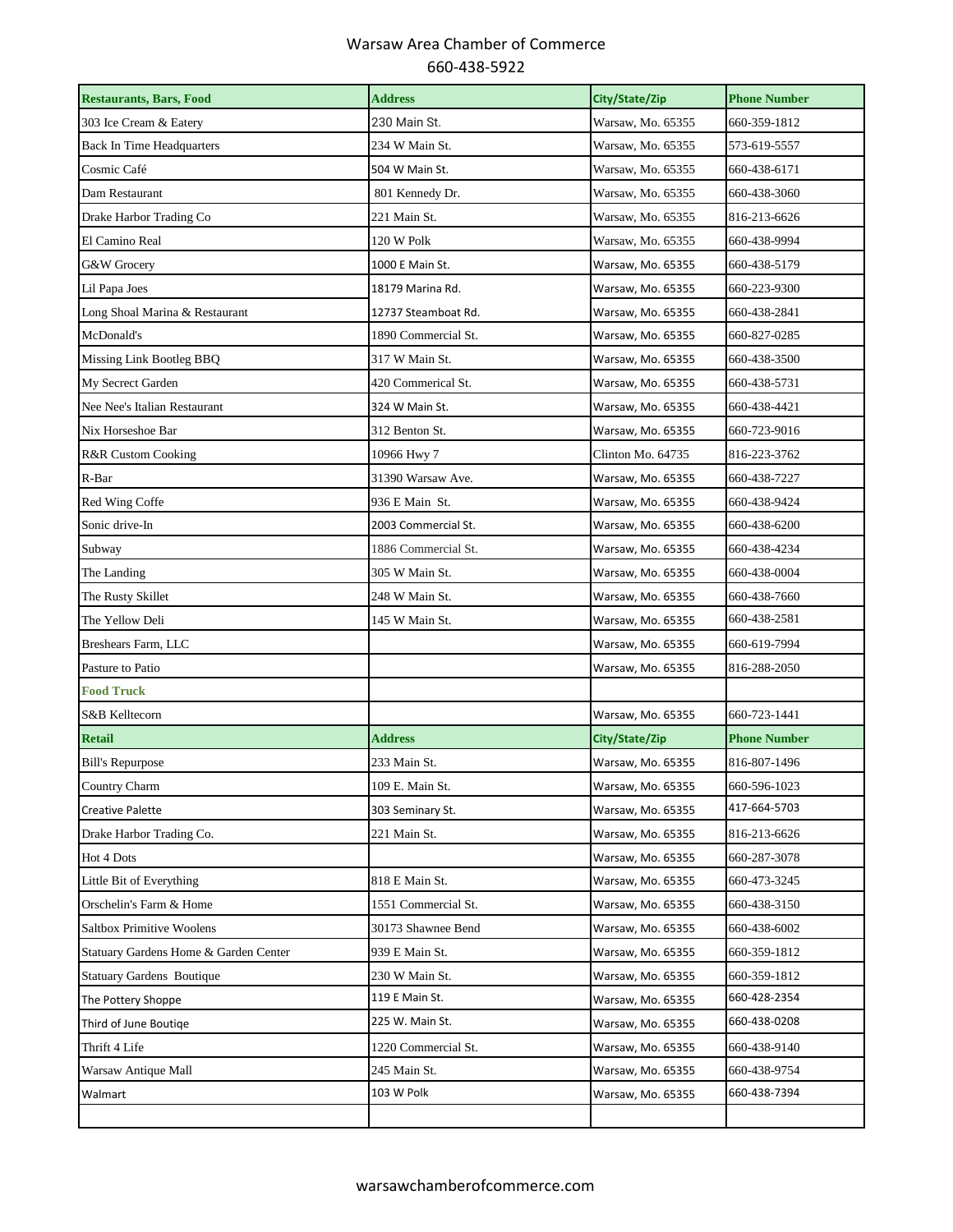# Warsaw Area Chamber of Commerce

660-438-5922

| Restaurants, Bars, Food | Address | City/State/Zip | Phone Number |
|---|---|---|---|
| 303 Ice Cream & Eatery | 230 Main St. | Warsaw, Mo. 65355 | 660-359-1812 |
| Back In Time Headquarters | 234 W Main St. | Warsaw, Mo. 65355 | 573-619-5557 |
| Cosmic Café | 504 W Main St. | Warsaw, Mo. 65355 | 660-438-6171 |
| Dam Restaurant | 801 Kennedy Dr. | Warsaw, Mo. 65355 | 660-438-3060 |
| Drake Harbor Trading Co | 221 Main St. | Warsaw, Mo. 65355 | 816-213-6626 |
| El Camino Real | 120 W Polk | Warsaw, Mo. 65355 | 660-438-9994 |
| G&W Grocery | 1000 E Main St. | Warsaw, Mo. 65355 | 660-438-5179 |
| Lil Papa Joes | 18179 Marina Rd. | Warsaw, Mo. 65355 | 660-223-9300 |
| Long Shoal Marina & Restaurant | 12737 Steamboat Rd. | Warsaw, Mo. 65355 | 660-438-2841 |
| McDonald's | 1890 Commercial St. | Warsaw, Mo. 65355 | 660-827-0285 |
| Missing Link Bootleg BBQ | 317 W Main St. | Warsaw, Mo. 65355 | 660-438-3500 |
| My Secrect Garden | 420 Commerical St. | Warsaw, Mo. 65355 | 660-438-5731 |
| Nee Nee's Italian Restaurant | 324 W Main St. | Warsaw, Mo. 65355 | 660-438-4421 |
| Nix Horseshoe Bar | 312 Benton St. | Warsaw, Mo. 65355 | 660-723-9016 |
| R&R Custom Cooking | 10966 Hwy 7 | Clinton Mo. 64735 | 816-223-3762 |
| R-Bar | 31390 Warsaw Ave. | Warsaw, Mo. 65355 | 660-438-7227 |
| Red Wing Coffe | 936 E Main St. | Warsaw, Mo. 65355 | 660-438-9424 |
| Sonic drive-In | 2003 Commercial St. | Warsaw, Mo. 65355 | 660-438-6200 |
| Subway | 1886 Commercial St. | Warsaw, Mo. 65355 | 660-438-4234 |
| The Landing | 305 W Main St. | Warsaw, Mo. 65355 | 660-438-0004 |
| The Rusty Skillet | 248 W Main St. | Warsaw, Mo. 65355 | 660-438-7660 |
| The Yellow Deli | 145 W Main St. | Warsaw, Mo. 65355 | 660-438-2581 |
| Breshears Farm, LLC | | Warsaw, Mo. 65355 | 660-619-7994 |
| Pasture to Patio | | Warsaw, Mo. 65355 | 816-288-2050 |
| **Food Truck** | | | |
| S&B Kelltecorn | | Warsaw, Mo. 65355 | 660-723-1441 |
| **Retail** | **Address** | **City/State/Zip** | **Phone Number** |
| Bill's Repurpose | 233 Main St. | Warsaw, Mo. 65355 | 816-807-1496 |
| Country Charm | 109 E. Main St. | Warsaw, Mo. 65355 | 660-596-1023 |
| Creative Palette | 303 Seminary St. | Warsaw, Mo. 65355 | 417-664-5703 |
| Drake Harbor Trading Co. | 221 Main St. | Warsaw, Mo. 65355 | 816-213-6626 |
| Hot 4 Dots | | Warsaw, Mo. 65355 | 660-287-3078 |
| Little Bit of Everything | 818 E Main St. | Warsaw, Mo. 65355 | 660-473-3245 |
| Orschelin's Farm & Home | 1551 Commercial St. | Warsaw, Mo. 65355 | 660-438-3150 |
| Saltbox Primitive Woolens | 30173 Shawnee Bend | Warsaw, Mo. 65355 | 660-438-6002 |
| Statuary Gardens Home & Garden Center | 939 E Main St. | Warsaw, Mo. 65355 | 660-359-1812 |
| Statuary Gardens Boutique | 230 W Main St. | Warsaw, Mo. 65355 | 660-359-1812 |
| The Pottery Shoppe | 119 E Main St. | Warsaw, Mo. 65355 | 660-428-2354 |
| Third of June Boutiqe | 225 W. Main St. | Warsaw, Mo. 65355 | 660-438-0208 |
| Thrift 4 Life | 1220 Commercial St. | Warsaw, Mo. 65355 | 660-438-9140 |
| Warsaw Antique Mall | 245 Main St. | Warsaw, Mo. 65355 | 660-438-9754 |
| Walmart | 103 W Polk | Warsaw, Mo. 65355 | 660-438-7394 |
| | | | |

warsawchamberofcommerce.com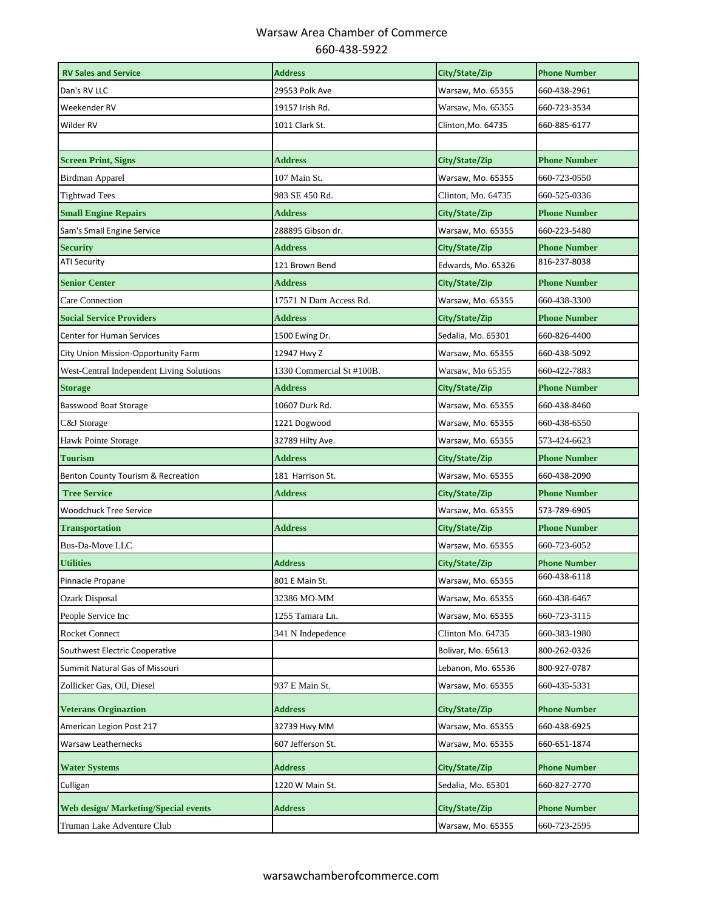Warsaw Area Chamber of Commerce
660-438-5922

| RV Sales and Service | Address | City/State/Zip | Phone Number |
|---|---|---|---|
| Dan's RV LLC | 29553 Polk Ave | Warsaw, Mo. 65355 | 660-438-2961 |
| Weekender RV | 19157 Irish Rd. | Warsaw, Mo. 65355 | 660-723-3534 |
| Wilder RV | 1011 Clark St. | Clinton,Mo. 64735 | 660-885-6177 |
| | | | |
| **Screen Print, Signs** | **Address** | **City/State/Zip** | **Phone Number** |
| Birdman Apparel | 107 Main St. | Warsaw, Mo. 65355 | 660-723-0550 |
| Tightwad Tees | 983 SE 450 Rd. | Clinton, Mo. 64735 | 660-525-0336 |
| **Small Engine Repairs** | **Address** | **City/State/Zip** | **Phone Number** |
| Sam's Small Engine Service | 288895 Gibson dr. | Warsaw, Mo. 65355 | 660-223-5480 |
| **Security** | **Address** | **City/State/Zip** | **Phone Number** |
| ATI Security | 121 Brown Bend | Edwards, Mo. 65326 | 816-237-8038 |
| **Senior Center** | **Address** | **City/State/Zip** | **Phone Number** |
| Care Connection | 17571 N Dam Access Rd. | Warsaw, Mo. 65355 | 660-438-3300 |
| **Social Service Providers** | **Address** | **City/State/Zip** | **Phone Number** |
| Center for Human Services | 1500 Ewing Dr. | Sedalia, Mo. 65301 | 660-826-4400 |
| City Union Mission-Opportunity Farm | 12947 Hwy Z | Warsaw, Mo. 65355 | 660-438-5092 |
| West-Central Independent Living Solutions | 1330 Commercial St #100B. | Warsaw, Mo 65355 | 660-422-7883 |
| **Storage** | **Address** | **City/State/Zip** | **Phone Number** |
| Basswood Boat Storage | 10607 Durk Rd. | Warsaw, Mo. 65355 | 660-438-8460 |
| C&J Storage | 1221 Dogwood | Warsaw, Mo. 65355 | 660-438-6550 |
| Hawk Pointe Storage | 32789 Hilty Ave. | Warsaw, Mo. 65355 | 573-424-6623 |
| **Tourism** | **Address** | **City/State/Zip** | **Phone Number** |
| Benton County Tourism & Recreation | 181 Harrison St. | Warsaw, Mo. 65355 | 660-438-2090 |
| **Tree Service** | **Address** | **City/State/Zip** | **Phone Number** |
| Woodchuck Tree Service | | Warsaw, Mo. 65355 | 573-789-6905 |
| **Transportation** | **Address** | **City/State/Zip** | **Phone Number** |
| Bus-Da-Move LLC | | Warsaw, Mo. 65355 | 660-723-6052 |
| **Utilities** | **Address** | **City/State/Zip** | **Phone Number** |
| Pinnacle Propane | 801 E Main St. | Warsaw, Mo. 65355 | 660-438-6118 |
| Ozark Disposal | 32386 MO-MM | Warsaw, Mo. 65355 | 660-438-6467 |
| People Service Inc | 1255 Tamara Ln. | Warsaw, Mo. 65355 | 660-723-3115 |
| Rocket Connect | 341 N Indepedence | Clinton Mo. 64735 | 660-383-1980 |
| Southwest Electric Cooperative | | Bolivar, Mo. 65613 | 800-262-0326 |
| Summit Natural Gas of Missouri | | Lebanon, Mo. 65536 | 800-927-0787 |
| Zollicker Gas, Oil, Diesel | 937 E Main St. | Warsaw, Mo. 65355 | 660-435-5331 |
| **Veterans Orginaztion** | **Address** | **City/State/Zip** | **Phone Number** |
| American Legion Post 217 | 32739 Hwy MM | Warsaw, Mo. 65355 | 660-438-6925 |
| Warsaw Leathernecks | 607 Jefferson St. | Warsaw, Mo. 65355 | 660-651-1874 |
| **Water Systems** | **Address** | **City/State/Zip** | **Phone Number** |
| Culligan | 1220 W Main St. | Sedalia, Mo. 65301 | 660-827-2770 |
| **Web design/ Marketing/Special events** | **Address** | **City/State/Zip** | **Phone Number** |
| Truman Lake Adventure Club | | Warsaw, Mo. 65355 | 660-723-2595 |

warsawchamberofcommerce.com